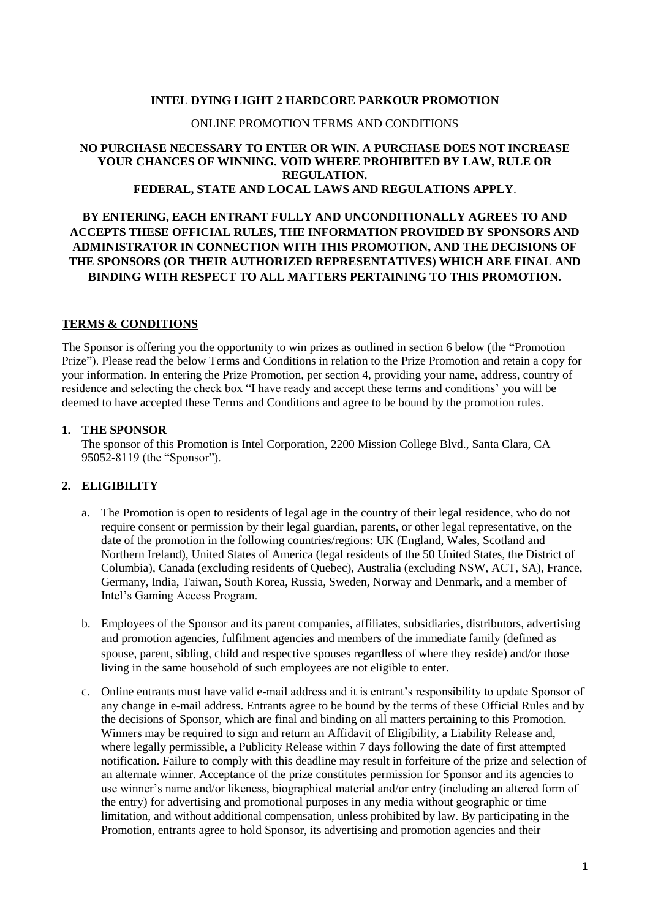**INTEL DYING LIGHT 2 HARDCORE PARKOUR PROMOTION**

ONLINE PROMOTION TERMS AND CONDITIONS

**NO PURCHASE NECESSARY TO ENTER OR WIN. A PURCHASE DOES NOT INCREASE YOUR CHANCES OF WINNING. VOID WHERE PROHIBITED BY LAW, RULE OR REGULATION.**
**FEDERAL, STATE AND LOCAL LAWS AND REGULATIONS APPLY**.

**BY ENTERING, EACH ENTRANT FULLY AND UNCONDITIONALLY AGREES TO AND ACCEPTS THESE OFFICIAL RULES, THE INFORMATION PROVIDED BY SPONSORS AND ADMINISTRATOR IN CONNECTION WITH THIS PROMOTION, AND THE DECISIONS OF THE SPONSORS (OR THEIR AUTHORIZED REPRESENTATIVES) WHICH ARE FINAL AND BINDING WITH RESPECT TO ALL MATTERS PERTAINING TO THIS PROMOTION.**

## TERMS & CONDITIONS

The Sponsor is offering you the opportunity to win prizes as outlined in section 6 below (the "Promotion Prize"). Please read the below Terms and Conditions in relation to the Prize Promotion and retain a copy for your information. In entering the Prize Promotion, per section 4, providing your name, address, country of residence and selecting the check box "I have ready and accept these terms and conditions' you will be deemed to have accepted these Terms and Conditions and agree to be bound by the promotion rules.

### 1. THE SPONSOR

The sponsor of this Promotion is Intel Corporation, 2200 Mission College Blvd., Santa Clara, CA 95052-8119 (the "Sponsor").

### 2. ELIGIBILITY

a. The Promotion is open to residents of legal age in the country of their legal residence, who do not require consent or permission by their legal guardian, parents, or other legal representative, on the date of the promotion in the following countries/regions: UK (England, Wales, Scotland and Northern Ireland), United States of America (legal residents of the 50 United States, the District of Columbia), Canada (excluding residents of Quebec), Australia (excluding NSW, ACT, SA), France, Germany, India, Taiwan, South Korea, Russia, Sweden, Norway and Denmark, and a member of Intel's Gaming Access Program.

b. Employees of the Sponsor and its parent companies, affiliates, subsidiaries, distributors, advertising and promotion agencies, fulfilment agencies and members of the immediate family (defined as spouse, parent, sibling, child and respective spouses regardless of where they reside) and/or those living in the same household of such employees are not eligible to enter.

c. Online entrants must have valid e-mail address and it is entrant's responsibility to update Sponsor of any change in e-mail address. Entrants agree to be bound by the terms of these Official Rules and by the decisions of Sponsor, which are final and binding on all matters pertaining to this Promotion. Winners may be required to sign and return an Affidavit of Eligibility, a Liability Release and, where legally permissible, a Publicity Release within 7 days following the date of first attempted notification. Failure to comply with this deadline may result in forfeiture of the prize and selection of an alternate winner. Acceptance of the prize constitutes permission for Sponsor and its agencies to use winner's name and/or likeness, biographical material and/or entry (including an altered form of the entry) for advertising and promotional purposes in any media without geographic or time limitation, and without additional compensation, unless prohibited by law. By participating in the Promotion, entrants agree to hold Sponsor, its advertising and promotion agencies and their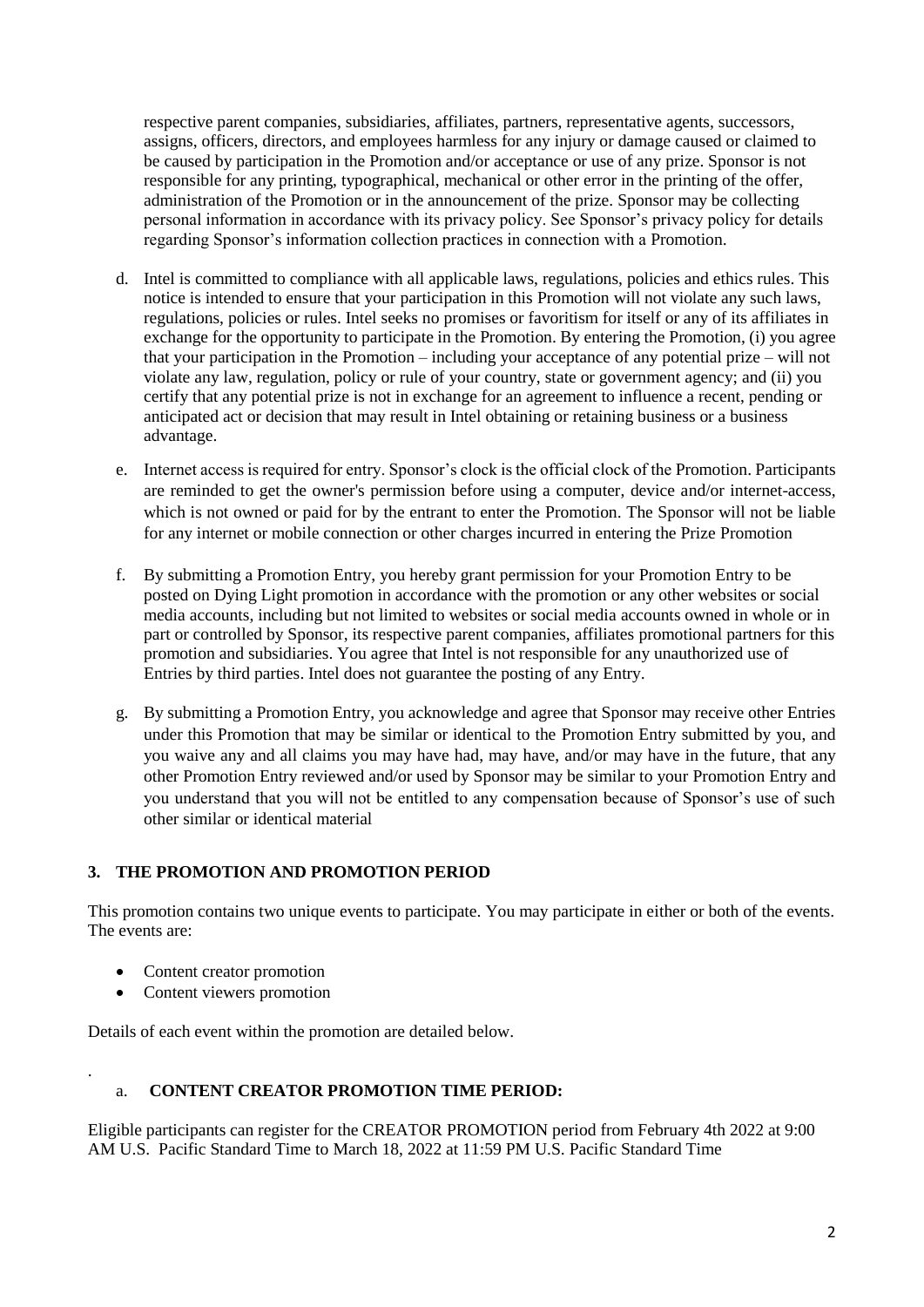respective parent companies, subsidiaries, affiliates, partners, representative agents, successors, assigns, officers, directors, and employees harmless for any injury or damage caused or claimed to be caused by participation in the Promotion and/or acceptance or use of any prize. Sponsor is not responsible for any printing, typographical, mechanical or other error in the printing of the offer, administration of the Promotion or in the announcement of the prize. Sponsor may be collecting personal information in accordance with its privacy policy. See Sponsor's privacy policy for details regarding Sponsor's information collection practices in connection with a Promotion.

d. Intel is committed to compliance with all applicable laws, regulations, policies and ethics rules. This notice is intended to ensure that your participation in this Promotion will not violate any such laws, regulations, policies or rules. Intel seeks no promises or favoritism for itself or any of its affiliates in exchange for the opportunity to participate in the Promotion. By entering the Promotion, (i) you agree that your participation in the Promotion – including your acceptance of any potential prize – will not violate any law, regulation, policy or rule of your country, state or government agency; and (ii) you certify that any potential prize is not in exchange for an agreement to influence a recent, pending or anticipated act or decision that may result in Intel obtaining or retaining business or a business advantage.

e. Internet access is required for entry. Sponsor's clock is the official clock of the Promotion. Participants are reminded to get the owner's permission before using a computer, device and/or internet-access, which is not owned or paid for by the entrant to enter the Promotion. The Sponsor will not be liable for any internet or mobile connection or other charges incurred in entering the Prize Promotion

f. By submitting a Promotion Entry, you hereby grant permission for your Promotion Entry to be posted on Dying Light promotion in accordance with the promotion or any other websites or social media accounts, including but not limited to websites or social media accounts owned in whole or in part or controlled by Sponsor, its respective parent companies, affiliates promotional partners for this promotion and subsidiaries. You agree that Intel is not responsible for any unauthorized use of Entries by third parties. Intel does not guarantee the posting of any Entry.

g. By submitting a Promotion Entry, you acknowledge and agree that Sponsor may receive other Entries under this Promotion that may be similar or identical to the Promotion Entry submitted by you, and you waive any and all claims you may have had, may have, and/or may have in the future, that any other Promotion Entry reviewed and/or used by Sponsor may be similar to your Promotion Entry and you understand that you will not be entitled to any compensation because of Sponsor's use of such other similar or identical material

## 3. THE PROMOTION AND PROMOTION PERIOD

This promotion contains two unique events to participate. You may participate in either or both of the events. The events are:

- Content creator promotion
- Content viewers promotion

Details of each event within the promotion are detailed below.

.

### a. CONTENT CREATOR PROMOTION TIME PERIOD:

Eligible participants can register for the CREATOR PROMOTION period from February 4th 2022 at 9:00 AM U.S. Pacific Standard Time to March 18, 2022 at 11:59 PM U.S. Pacific Standard Time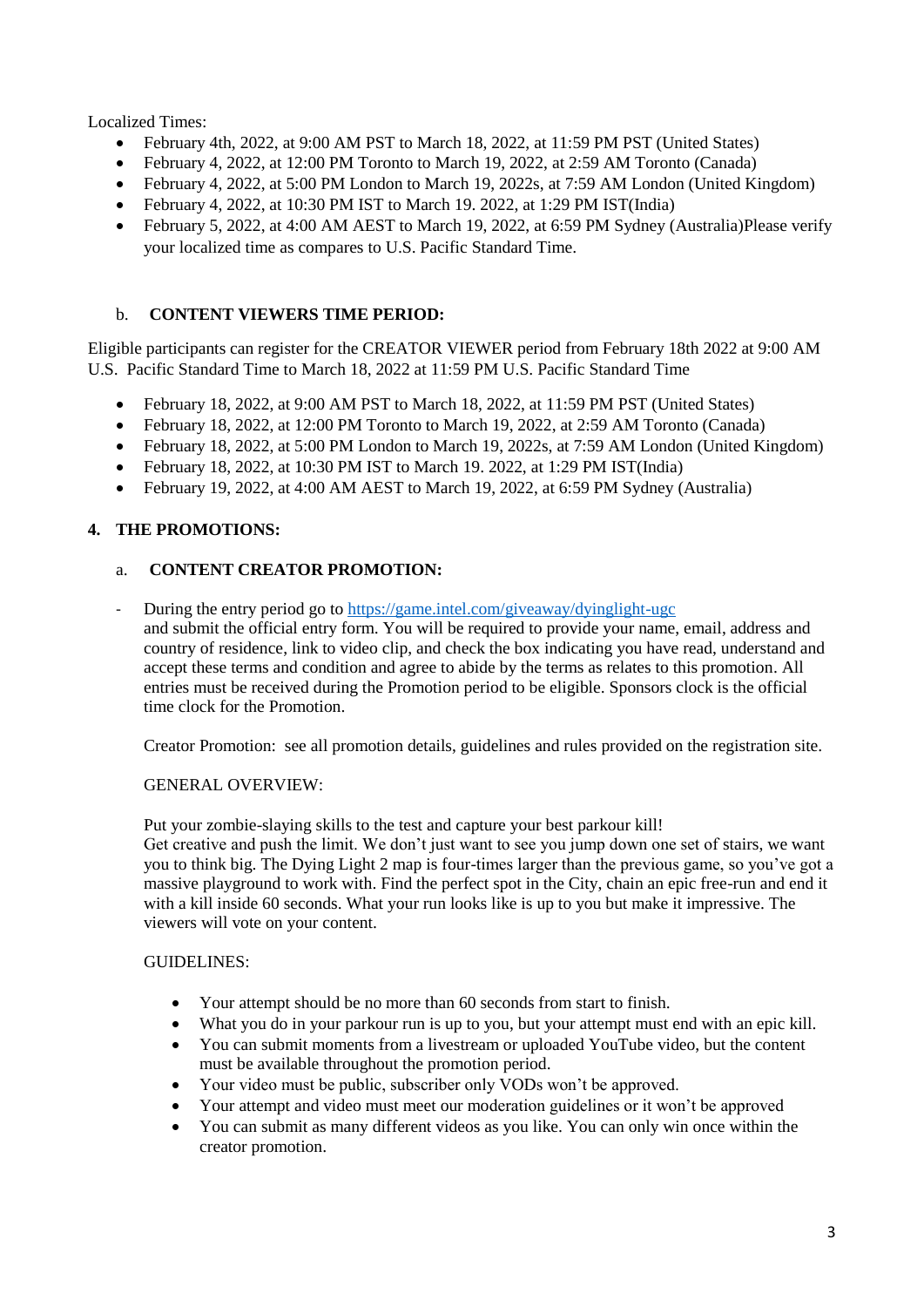Localized Times:

- February 4th, 2022, at 9:00 AM PST to March 18, 2022, at 11:59 PM PST (United States)
- February 4, 2022, at 12:00 PM Toronto to March 19, 2022, at 2:59 AM Toronto (Canada)
- February 4, 2022, at 5:00 PM London to March 19, 2022s, at 7:59 AM London (United Kingdom)
- February 4, 2022, at 10:30 PM IST to March 19. 2022, at 1:29 PM IST(India)
- February 5, 2022, at 4:00 AM AEST to March 19, 2022, at 6:59 PM Sydney (Australia)Please verify your localized time as compares to U.S. Pacific Standard Time.

b. **CONTENT VIEWERS TIME PERIOD:**

Eligible participants can register for the CREATOR VIEWER period from February 18th 2022 at 9:00 AM U.S. Pacific Standard Time to March 18, 2022 at 11:59 PM U.S. Pacific Standard Time

- February 18, 2022, at 9:00 AM PST to March 18, 2022, at 11:59 PM PST (United States)
- February 18, 2022, at 12:00 PM Toronto to March 19, 2022, at 2:59 AM Toronto (Canada)
- February 18, 2022, at 5:00 PM London to March 19, 2022s, at 7:59 AM London (United Kingdom)
- February 18, 2022, at 10:30 PM IST to March 19. 2022, at 1:29 PM IST(India)
- February 19, 2022, at 4:00 AM AEST to March 19, 2022, at 6:59 PM Sydney (Australia)

**4. THE PROMOTIONS:**

a. **CONTENT CREATOR PROMOTION:**

- During the entry period go to [https://game.intel.com/giveaway/dyinglight-ugc](https://game.intel.com/giveaway/dyinglight-ugc) and submit the official entry form. You will be required to provide your name, email, address and country of residence, link to video clip, and check the box indicating you have read, understand and accept these terms and condition and agree to abide by the terms as relates to this promotion. All entries must be received during the Promotion period to be eligible. Sponsors clock is the official time clock for the Promotion.

  Creator Promotion: see all promotion details, guidelines and rules provided on the registration site.

  GENERAL OVERVIEW:

  Put your zombie-slaying skills to the test and capture your best parkour kill!
  Get creative and push the limit. We don't just want to see you jump down one set of stairs, we want you to think big. The Dying Light 2 map is four-times larger than the previous game, so you've got a massive playground to work with. Find the perfect spot in the City, chain an epic free-run and end it with a kill inside 60 seconds. What your run looks like is up to you but make it impressive. The viewers will vote on your content.

  GUIDELINES:

  - Your attempt should be no more than 60 seconds from start to finish.
  - What you do in your parkour run is up to you, but your attempt must end with an epic kill.
  - You can submit moments from a livestream or uploaded YouTube video, but the content must be available throughout the promotion period.
  - Your video must be public, subscriber only VODs won't be approved.
  - Your attempt and video must meet our moderation guidelines or it won't be approved
  - You can submit as many different videos as you like. You can only win once within the creator promotion.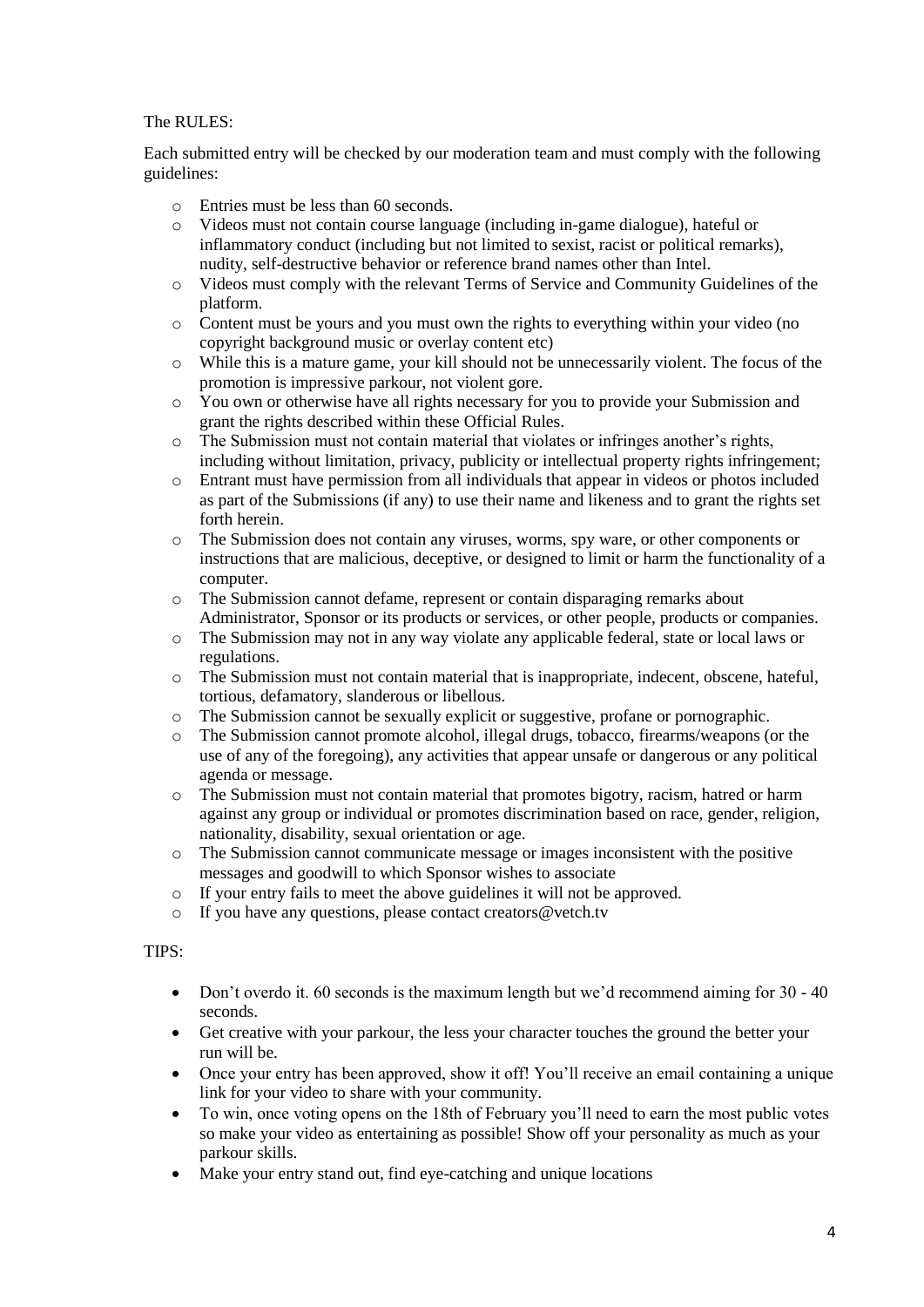The RULES:

Each submitted entry will be checked by our moderation team and must comply with the following guidelines:

- Entries must be less than 60 seconds.
- Videos must not contain course language (including in-game dialogue), hateful or inflammatory conduct (including but not limited to sexist, racist or political remarks), nudity, self-destructive behavior or reference brand names other than Intel.
- Videos must comply with the relevant Terms of Service and Community Guidelines of the platform.
- Content must be yours and you must own the rights to everything within your video (no copyright background music or overlay content etc)
- While this is a mature game, your kill should not be unnecessarily violent. The focus of the promotion is impressive parkour, not violent gore.
- You own or otherwise have all rights necessary for you to provide your Submission and grant the rights described within these Official Rules.
- The Submission must not contain material that violates or infringes another's rights, including without limitation, privacy, publicity or intellectual property rights infringement;
- Entrant must have permission from all individuals that appear in videos or photos included as part of the Submissions (if any) to use their name and likeness and to grant the rights set forth herein.
- The Submission does not contain any viruses, worms, spy ware, or other components or instructions that are malicious, deceptive, or designed to limit or harm the functionality of a computer.
- The Submission cannot defame, represent or contain disparaging remarks about Administrator, Sponsor or its products or services, or other people, products or companies.
- The Submission may not in any way violate any applicable federal, state or local laws or regulations.
- The Submission must not contain material that is inappropriate, indecent, obscene, hateful, tortious, defamatory, slanderous or libellous.
- The Submission cannot be sexually explicit or suggestive, profane or pornographic.
- The Submission cannot promote alcohol, illegal drugs, tobacco, firearms/weapons (or the use of any of the foregoing), any activities that appear unsafe or dangerous or any political agenda or message.
- The Submission must not contain material that promotes bigotry, racism, hatred or harm against any group or individual or promotes discrimination based on race, gender, religion, nationality, disability, sexual orientation or age.
- The Submission cannot communicate message or images inconsistent with the positive messages and goodwill to which Sponsor wishes to associate
- If your entry fails to meet the above guidelines it will not be approved.
- If you have any questions, please contact creators@vetch.tv

TIPS:

- Don't overdo it. 60 seconds is the maximum length but we'd recommend aiming for 30 - 40 seconds.
- Get creative with your parkour, the less your character touches the ground the better your run will be.
- Once your entry has been approved, show it off! You'll receive an email containing a unique link for your video to share with your community.
- To win, once voting opens on the 18th of February you'll need to earn the most public votes so make your video as entertaining as possible! Show off your personality as much as your parkour skills.
- Make your entry stand out, find eye-catching and unique locations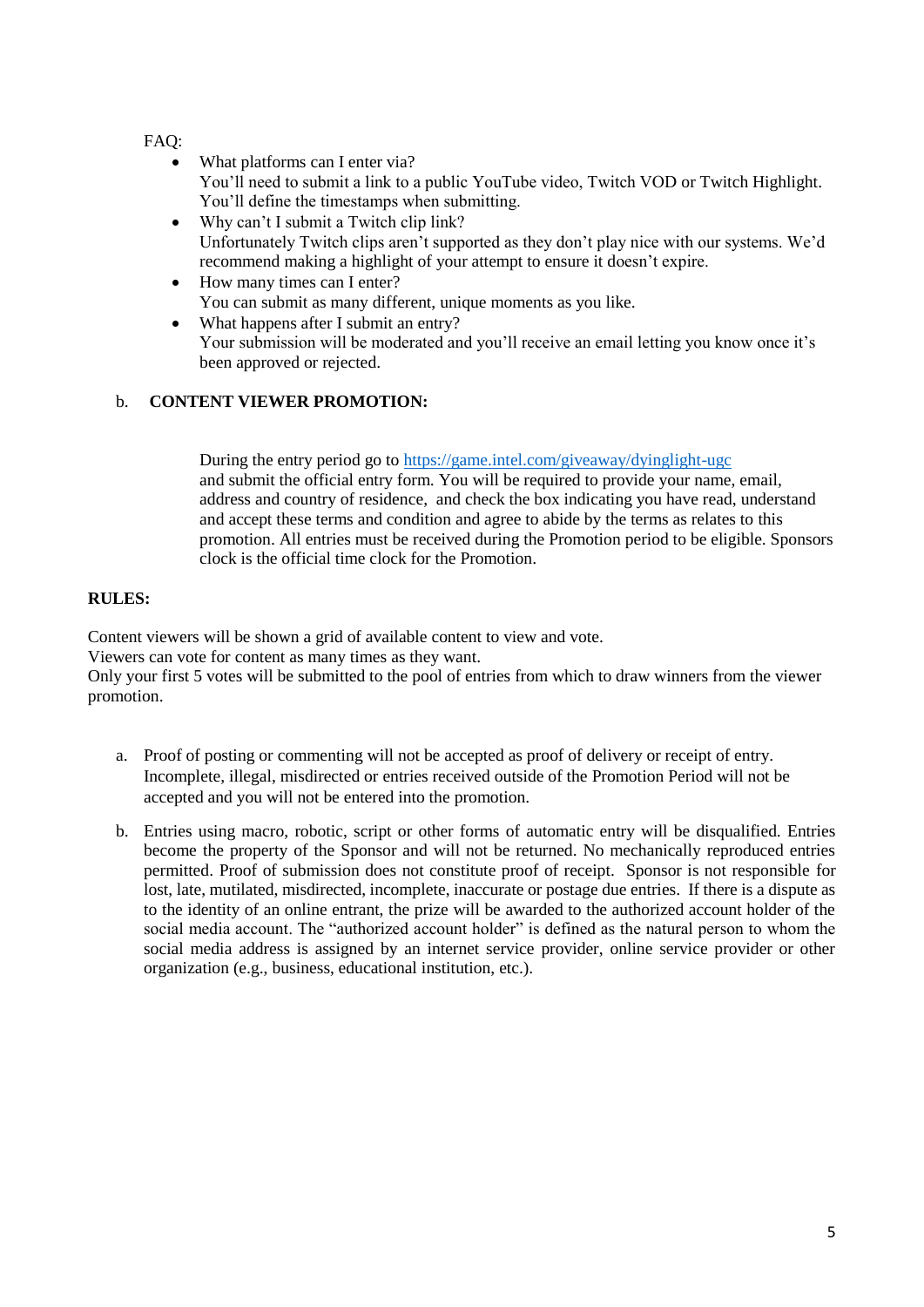FAQ:

- What platforms can I enter via?
  You'll need to submit a link to a public YouTube video, Twitch VOD or Twitch Highlight. You'll define the timestamps when submitting.
- Why can't I submit a Twitch clip link?
  Unfortunately Twitch clips aren't supported as they don't play nice with our systems. We'd recommend making a highlight of your attempt to ensure it doesn't expire.
- How many times can I enter?
  You can submit as many different, unique moments as you like.
- What happens after I submit an entry?
  Your submission will be moderated and you'll receive an email letting you know once it's been approved or rejected.

b. **CONTENT VIEWER PROMOTION:**

During the entry period go to [https://game.intel.com/giveaway/dyinglight-ugc](https://game.intel.com/giveaway/dyinglight-ugc) and submit the official entry form. You will be required to provide your name, email, address and country of residence, and check the box indicating you have read, understand and accept these terms and condition and agree to abide by the terms as relates to this promotion. All entries must be received during the Promotion period to be eligible. Sponsors clock is the official time clock for the Promotion.

**RULES:**

Content viewers will be shown a grid of available content to view and vote.
Viewers can vote for content as many times as they want.
Only your first 5 votes will be submitted to the pool of entries from which to draw winners from the viewer promotion.

a. Proof of posting or commenting will not be accepted as proof of delivery or receipt of entry. Incomplete, illegal, misdirected or entries received outside of the Promotion Period will not be accepted and you will not be entered into the promotion.

b. Entries using macro, robotic, script or other forms of automatic entry will be disqualified. Entries become the property of the Sponsor and will not be returned. No mechanically reproduced entries permitted. Proof of submission does not constitute proof of receipt. Sponsor is not responsible for lost, late, mutilated, misdirected, incomplete, inaccurate or postage due entries. If there is a dispute as to the identity of an online entrant, the prize will be awarded to the authorized account holder of the social media account. The "authorized account holder" is defined as the natural person to whom the social media address is assigned by an internet service provider, online service provider or other organization (e.g., business, educational institution, etc.).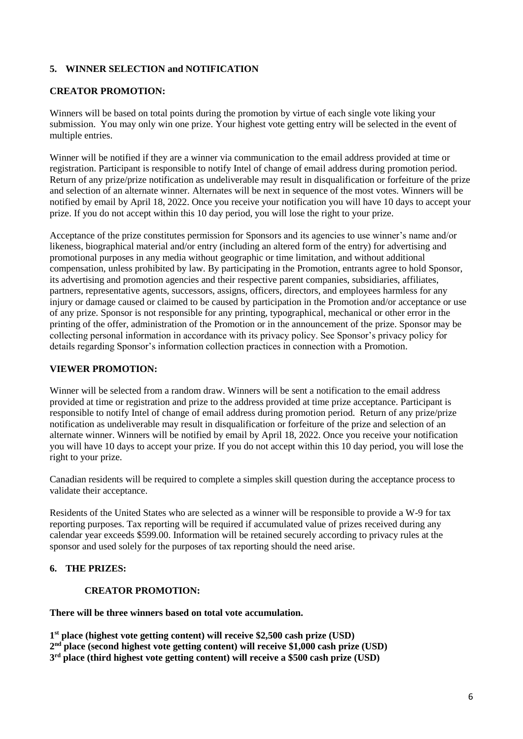## 5. WINNER SELECTION and NOTIFICATION

**CREATOR PROMOTION:**

Winners will be based on total points during the promotion by virtue of each single vote liking your submission. You may only win one prize. Your highest vote getting entry will be selected in the event of multiple entries.

Winner will be notified if they are a winner via communication to the email address provided at time or registration. Participant is responsible to notify Intel of change of email address during promotion period. Return of any prize/prize notification as undeliverable may result in disqualification or forfeiture of the prize and selection of an alternate winner. Alternates will be next in sequence of the most votes. Winners will be notified by email by April 18, 2022. Once you receive your notification you will have 10 days to accept your prize. If you do not accept within this 10 day period, you will lose the right to your prize.

Acceptance of the prize constitutes permission for Sponsors and its agencies to use winner's name and/or likeness, biographical material and/or entry (including an altered form of the entry) for advertising and promotional purposes in any media without geographic or time limitation, and without additional compensation, unless prohibited by law. By participating in the Promotion, entrants agree to hold Sponsor, its advertising and promotion agencies and their respective parent companies, subsidiaries, affiliates, partners, representative agents, successors, assigns, officers, directors, and employees harmless for any injury or damage caused or claimed to be caused by participation in the Promotion and/or acceptance or use of any prize. Sponsor is not responsible for any printing, typographical, mechanical or other error in the printing of the offer, administration of the Promotion or in the announcement of the prize. Sponsor may be collecting personal information in accordance with its privacy policy. See Sponsor's privacy policy for details regarding Sponsor's information collection practices in connection with a Promotion.

**VIEWER PROMOTION:**

Winner will be selected from a random draw. Winners will be sent a notification to the email address provided at time or registration and prize to the address provided at time prize acceptance. Participant is responsible to notify Intel of change of email address during promotion period. Return of any prize/prize notification as undeliverable may result in disqualification or forfeiture of the prize and selection of an alternate winner. Winners will be notified by email by April 18, 2022. Once you receive your notification you will have 10 days to accept your prize. If you do not accept within this 10 day period, you will lose the right to your prize.

Canadian residents will be required to complete a simples skill question during the acceptance process to validate their acceptance.

Residents of the United States who are selected as a winner will be responsible to provide a W-9 for tax reporting purposes. Tax reporting will be required if accumulated value of prizes received during any calendar year exceeds $599.00. Information will be retained securely according to privacy rules at the sponsor and used solely for the purposes of tax reporting should the need arise.

## 6. THE PRIZES:

**CREATOR PROMOTION:**

**There will be three winners based on total vote accumulation.**

**1st place (highest vote getting content) will receive $2,500 cash prize (USD)**
**2nd place (second highest vote getting content) will receive $1,000 cash prize (USD)**
**3rd place (third highest vote getting content) will receive a $500 cash prize (USD)**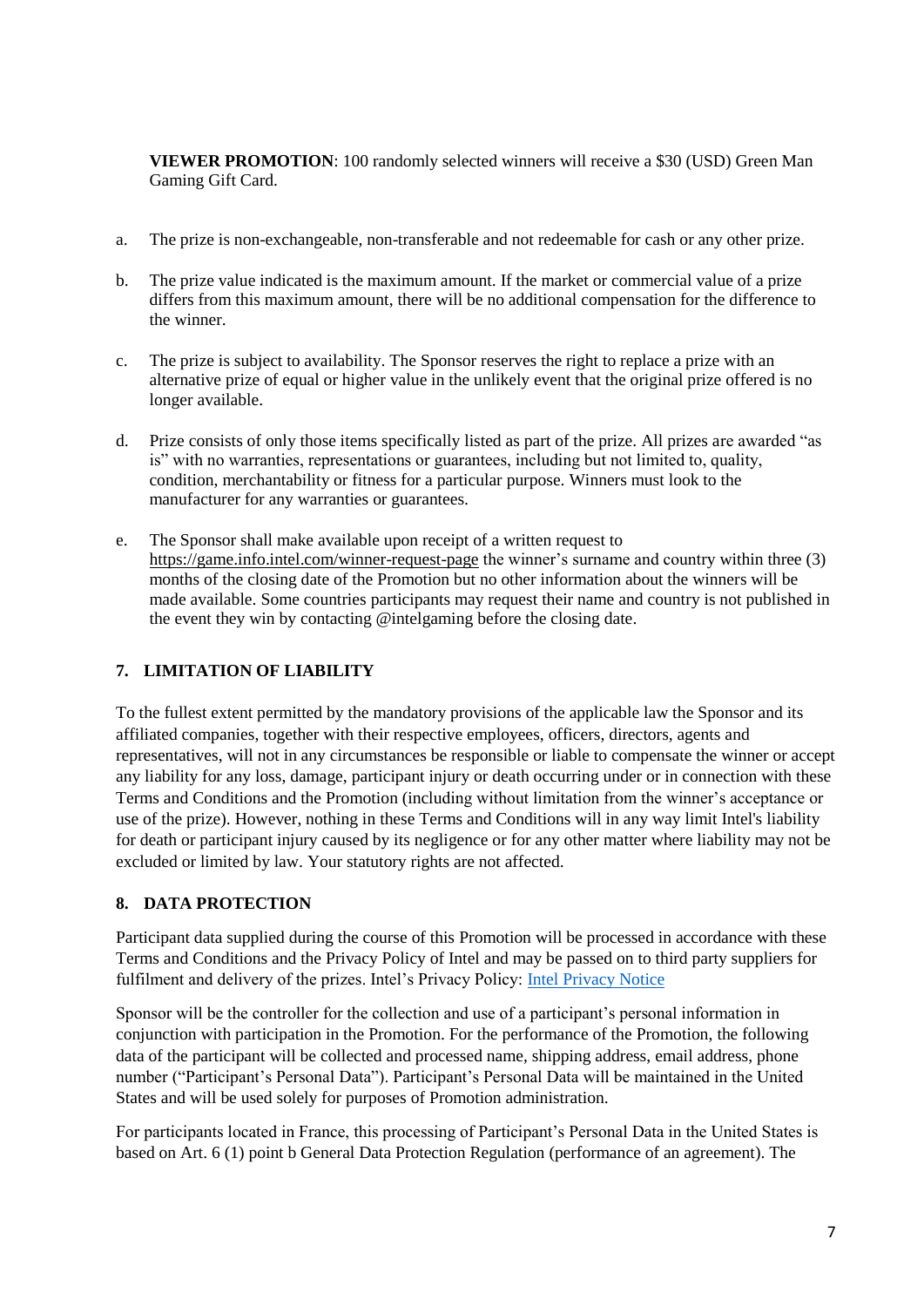**VIEWER PROMOTION**: 100 randomly selected winners will receive a $30 (USD) Green Man Gaming Gift Card.

a. The prize is non-exchangeable, non-transferable and not redeemable for cash or any other prize.

b. The prize value indicated is the maximum amount. If the market or commercial value of a prize differs from this maximum amount, there will be no additional compensation for the difference to the winner.

c. The prize is subject to availability. The Sponsor reserves the right to replace a prize with an alternative prize of equal or higher value in the unlikely event that the original prize offered is no longer available.

d. Prize consists of only those items specifically listed as part of the prize. All prizes are awarded "as is" with no warranties, representations or guarantees, including but not limited to, quality, condition, merchantability or fitness for a particular purpose. Winners must look to the manufacturer for any warranties or guarantees.

e. The Sponsor shall make available upon receipt of a written request to https://game.info.intel.com/winner-request-page the winner's surname and country within three (3) months of the closing date of the Promotion but no other information about the winners will be made available. Some countries participants may request their name and country is not published in the event they win by contacting @intelgaming before the closing date.

## 7. LIMITATION OF LIABILITY

To the fullest extent permitted by the mandatory provisions of the applicable law the Sponsor and its affiliated companies, together with their respective employees, officers, directors, agents and representatives, will not in any circumstances be responsible or liable to compensate the winner or accept any liability for any loss, damage, participant injury or death occurring under or in connection with these Terms and Conditions and the Promotion (including without limitation from the winner's acceptance or use of the prize). However, nothing in these Terms and Conditions will in any way limit Intel's liability for death or participant injury caused by its negligence or for any other matter where liability may not be excluded or limited by law. Your statutory rights are not affected.

## 8. DATA PROTECTION

Participant data supplied during the course of this Promotion will be processed in accordance with these Terms and Conditions and the Privacy Policy of Intel and may be passed on to third party suppliers for fulfilment and delivery of the prizes. Intel's Privacy Policy: [Intel Privacy Notice]

Sponsor will be the controller for the collection and use of a participant's personal information in conjunction with participation in the Promotion. For the performance of the Promotion, the following data of the participant will be collected and processed name, shipping address, email address, phone number ("Participant's Personal Data"). Participant's Personal Data will be maintained in the United States and will be used solely for purposes of Promotion administration.

For participants located in France, this processing of Participant's Personal Data in the United States is based on Art. 6 (1) point b General Data Protection Regulation (performance of an agreement). The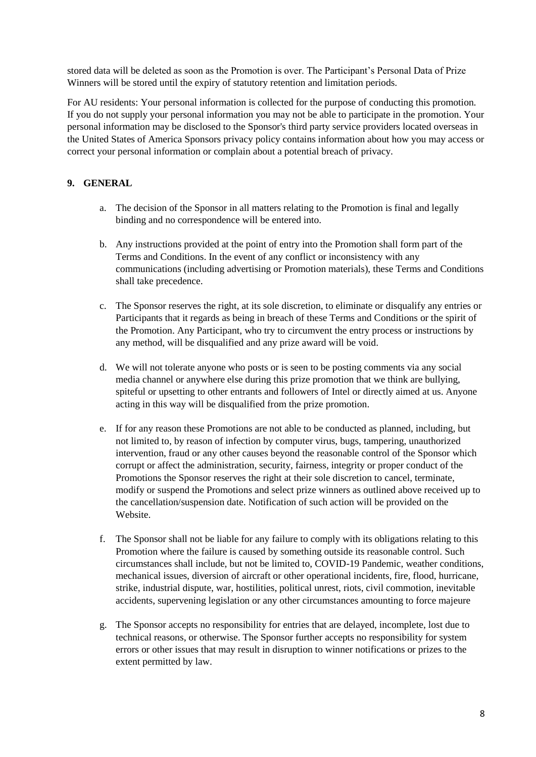stored data will be deleted as soon as the Promotion is over. The Participant's Personal Data of Prize Winners will be stored until the expiry of statutory retention and limitation periods.

For AU residents: Your personal information is collected for the purpose of conducting this promotion. If you do not supply your personal information you may not be able to participate in the promotion. Your personal information may be disclosed to the Sponsor's third party service providers located overseas in the United States of America Sponsors privacy policy contains information about how you may access or correct your personal information or complain about a potential breach of privacy.

## 9. GENERAL

a. The decision of the Sponsor in all matters relating to the Promotion is final and legally binding and no correspondence will be entered into.

b. Any instructions provided at the point of entry into the Promotion shall form part of the Terms and Conditions. In the event of any conflict or inconsistency with any communications (including advertising or Promotion materials), these Terms and Conditions shall take precedence.

c. The Sponsor reserves the right, at its sole discretion, to eliminate or disqualify any entries or Participants that it regards as being in breach of these Terms and Conditions or the spirit of the Promotion. Any Participant, who try to circumvent the entry process or instructions by any method, will be disqualified and any prize award will be void.

d. We will not tolerate anyone who posts or is seen to be posting comments via any social media channel or anywhere else during this prize promotion that we think are bullying, spiteful or upsetting to other entrants and followers of Intel or directly aimed at us. Anyone acting in this way will be disqualified from the prize promotion.

e. If for any reason these Promotions are not able to be conducted as planned, including, but not limited to, by reason of infection by computer virus, bugs, tampering, unauthorized intervention, fraud or any other causes beyond the reasonable control of the Sponsor which corrupt or affect the administration, security, fairness, integrity or proper conduct of the Promotions the Sponsor reserves the right at their sole discretion to cancel, terminate, modify or suspend the Promotions and select prize winners as outlined above received up to the cancellation/suspension date. Notification of such action will be provided on the Website.

f. The Sponsor shall not be liable for any failure to comply with its obligations relating to this Promotion where the failure is caused by something outside its reasonable control. Such circumstances shall include, but not be limited to, COVID-19 Pandemic, weather conditions, mechanical issues, diversion of aircraft or other operational incidents, fire, flood, hurricane, strike, industrial dispute, war, hostilities, political unrest, riots, civil commotion, inevitable accidents, supervening legislation or any other circumstances amounting to force majeure

g. The Sponsor accepts no responsibility for entries that are delayed, incomplete, lost due to technical reasons, or otherwise. The Sponsor further accepts no responsibility for system errors or other issues that may result in disruption to winner notifications or prizes to the extent permitted by law.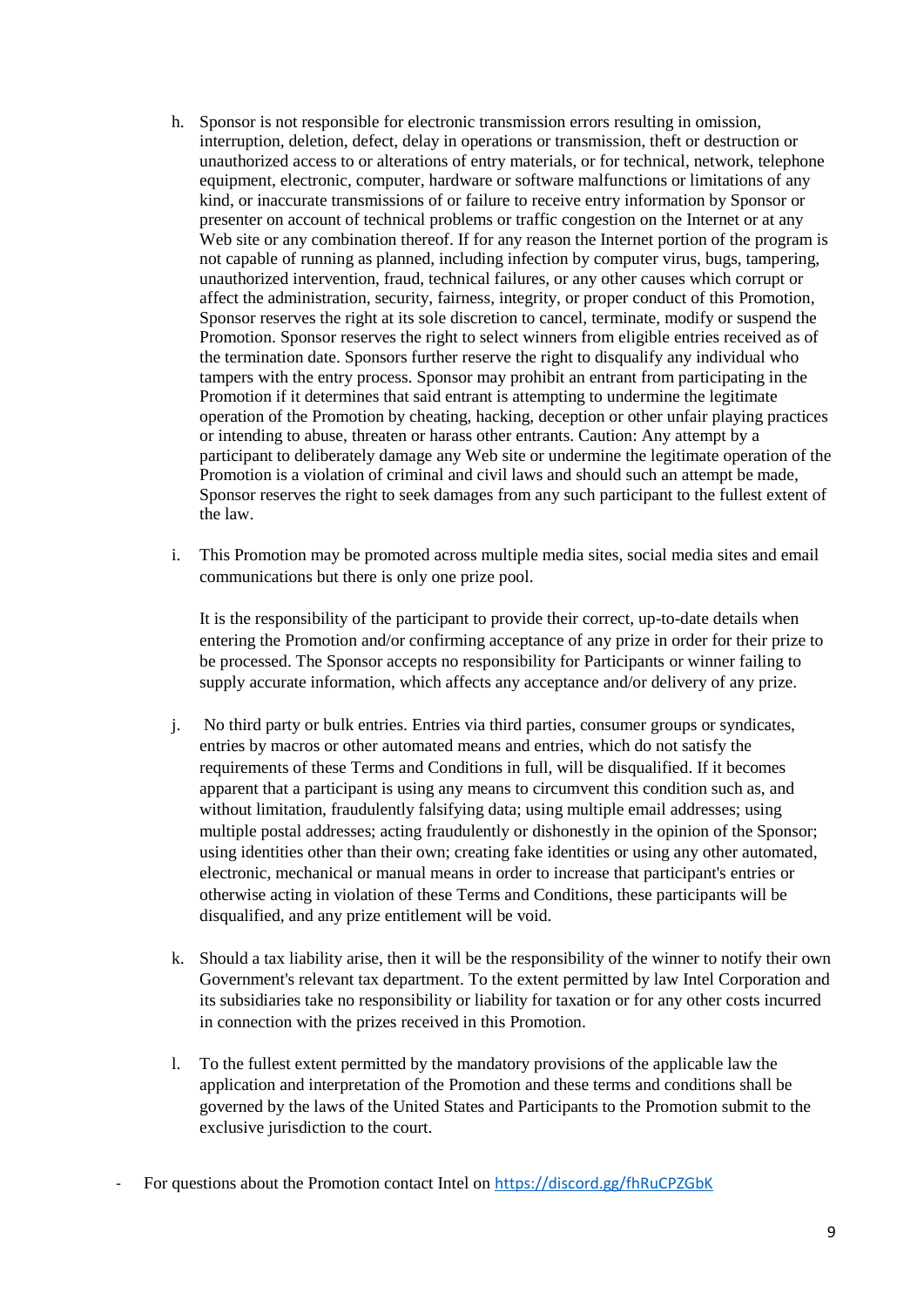h. Sponsor is not responsible for electronic transmission errors resulting in omission, interruption, deletion, defect, delay in operations or transmission, theft or destruction or unauthorized access to or alterations of entry materials, or for technical, network, telephone equipment, electronic, computer, hardware or software malfunctions or limitations of any kind, or inaccurate transmissions of or failure to receive entry information by Sponsor or presenter on account of technical problems or traffic congestion on the Internet or at any Web site or any combination thereof. If for any reason the Internet portion of the program is not capable of running as planned, including infection by computer virus, bugs, tampering, unauthorized intervention, fraud, technical failures, or any other causes which corrupt or affect the administration, security, fairness, integrity, or proper conduct of this Promotion, Sponsor reserves the right at its sole discretion to cancel, terminate, modify or suspend the Promotion. Sponsor reserves the right to select winners from eligible entries received as of the termination date. Sponsors further reserve the right to disqualify any individual who tampers with the entry process. Sponsor may prohibit an entrant from participating in the Promotion if it determines that said entrant is attempting to undermine the legitimate operation of the Promotion by cheating, hacking, deception or other unfair playing practices or intending to abuse, threaten or harass other entrants. Caution: Any attempt by a participant to deliberately damage any Web site or undermine the legitimate operation of the Promotion is a violation of criminal and civil laws and should such an attempt be made, Sponsor reserves the right to seek damages from any such participant to the fullest extent of the law.

i. This Promotion may be promoted across multiple media sites, social media sites and email communications but there is only one prize pool.

   It is the responsibility of the participant to provide their correct, up-to-date details when entering the Promotion and/or confirming acceptance of any prize in order for their prize to be processed. The Sponsor accepts no responsibility for Participants or winner failing to supply accurate information, which affects any acceptance and/or delivery of any prize.

j. No third party or bulk entries. Entries via third parties, consumer groups or syndicates, entries by macros or other automated means and entries, which do not satisfy the requirements of these Terms and Conditions in full, will be disqualified. If it becomes apparent that a participant is using any means to circumvent this condition such as, and without limitation, fraudulently falsifying data; using multiple email addresses; using multiple postal addresses; acting fraudulently or dishonestly in the opinion of the Sponsor; using identities other than their own; creating fake identities or using any other automated, electronic, mechanical or manual means in order to increase that participant's entries or otherwise acting in violation of these Terms and Conditions, these participants will be disqualified, and any prize entitlement will be void.

k. Should a tax liability arise, then it will be the responsibility of the winner to notify their own Government's relevant tax department. To the extent permitted by law Intel Corporation and its subsidiaries take no responsibility or liability for taxation or for any other costs incurred in connection with the prizes received in this Promotion.

l. To the fullest extent permitted by the mandatory provisions of the applicable law the application and interpretation of the Promotion and these terms and conditions shall be governed by the laws of the United States and Participants to the Promotion submit to the exclusive jurisdiction to the court.

- For questions about the Promotion contact Intel on [https://discord.gg/fhRuCPZGbK](https://discord.gg/fhRuCPZGbK)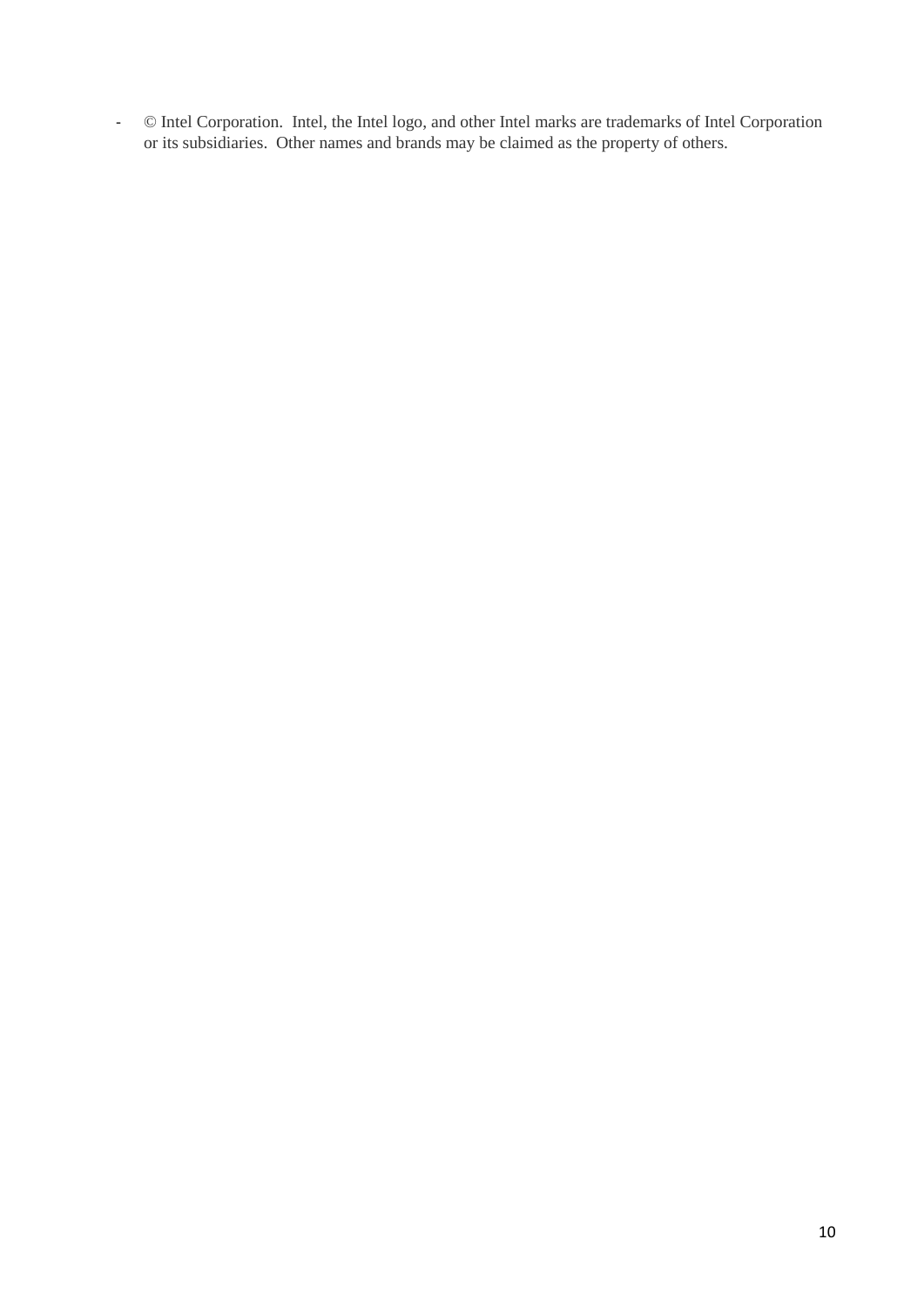- © Intel Corporation. Intel, the Intel logo, and other Intel marks are trademarks of Intel Corporation or its subsidiaries. Other names and brands may be claimed as the property of others.